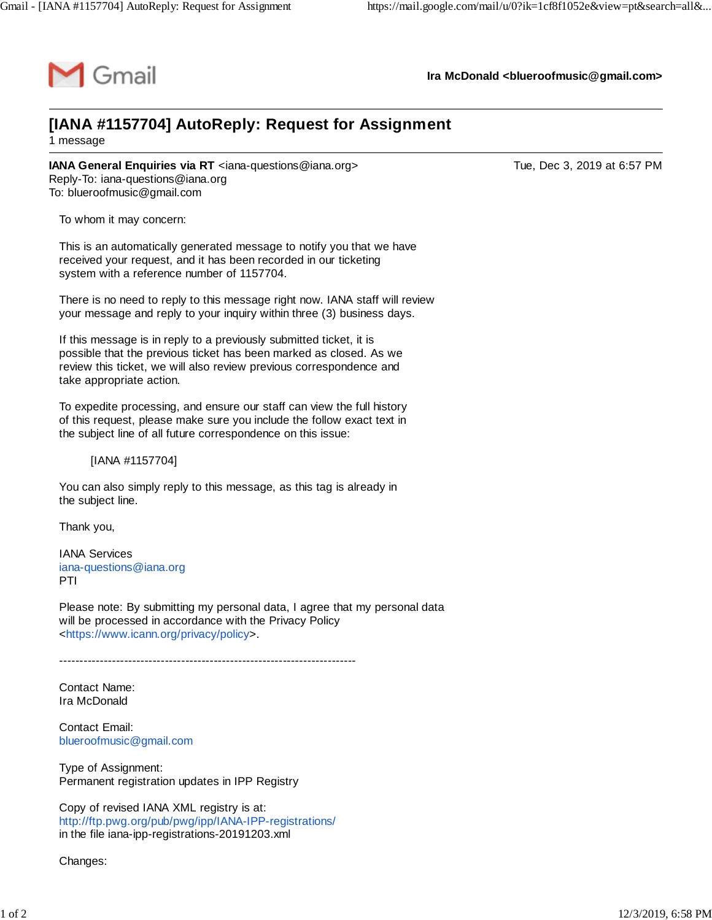Gmail    **Ira McDonald <blueroofmusic@gmail.com>**

---

# [IANA #1157704] AutoReply: Request for Assignment

1 message

---

**IANA General Enquiries via RT** <iana-questions@iana.org>    Tue, Dec 3, 2019 at 6:57 PM
Reply-To: iana-questions@iana.org
To: blueroofmusic@gmail.com

To whom it may concern:

This is an automatically generated message to notify you that we have received your request, and it has been recorded in our ticketing system with a reference number of 1157704.

There is no need to reply to this message right now. IANA staff will review your message and reply to your inquiry within three (3) business days.

If this message is in reply to a previously submitted ticket, it is possible that the previous ticket has been marked as closed. As we review this ticket, we will also review previous correspondence and take appropriate action.

To expedite processing, and ensure our staff can view the full history of this request, please make sure you include the follow exact text in the subject line of all future correspondence on this issue:

    [IANA #1157704]

You can also simply reply to this message, as this tag is already in the subject line.

Thank you,

IANA Services
iana-questions@iana.org
PTI

Please note: By submitting my personal data, I agree that my personal data will be processed in accordance with the Privacy Policy <https://www.icann.org/privacy/policy>.

-------------------------------------------------------------------------

Contact Name:
Ira McDonald

Contact Email:
blueroofmusic@gmail.com

Type of Assignment:
Permanent registration updates in IPP Registry

Copy of revised IANA XML registry is at:
http://ftp.pwg.org/pub/pwg/ipp/IANA-IPP-registrations/
in the file iana-ipp-registrations-20191203.xml

Changes: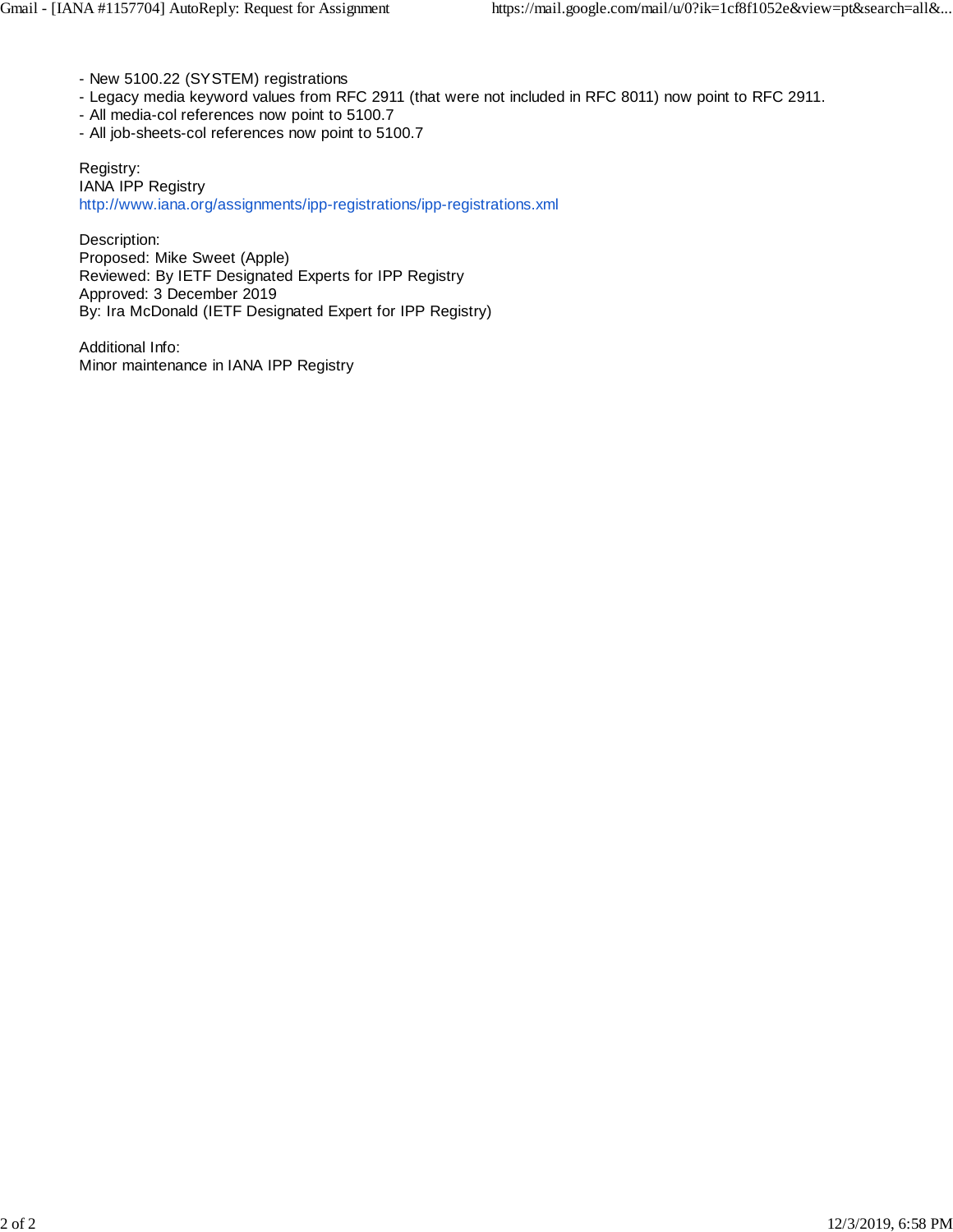- New 5100.22 (SYSTEM) registrations
- Legacy media keyword values from RFC 2911 (that were not included in RFC 8011) now point to RFC 2911.
- All media-col references now point to 5100.7
- All job-sheets-col references now point to 5100.7

Registry:
IANA IPP Registry
http://www.iana.org/assignments/ipp-registrations/ipp-registrations.xml

Description:
Proposed: Mike Sweet (Apple)
Reviewed: By IETF Designated Experts for IPP Registry
Approved: 3 December 2019
By: Ira McDonald (IETF Designated Expert for IPP Registry)

Additional Info:
Minor maintenance in IANA IPP Registry